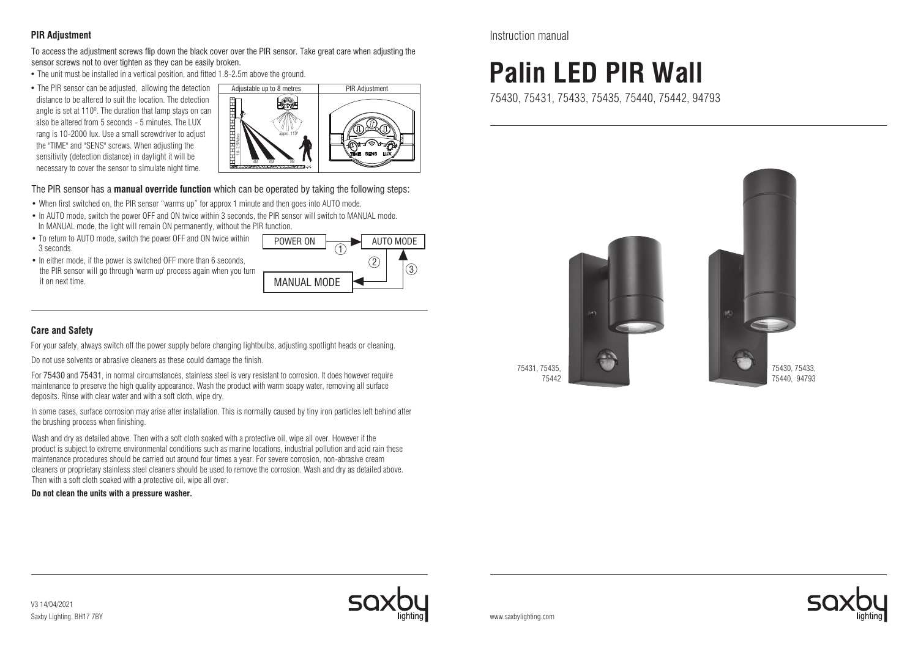# Instruction manual

# Palin LED PIR Wall

75430, 75431, 75433, 75435, 75440, 75442, 94793

75431, 75435, 75442

75430, 75433, 75440, 94793

## PIR Adjustment

To access the adjustment screws flip down the black cover over the PIR sensor. Take great care when adjusting the sensor screws not to over tighten as they can be easily broken.

- The unit must be installed in a vertical position, and fitted 1.8-2.5m above the ground.
- The PIR sensor can be adjusted, allowing the detection distance to be altered to suit the location. The detection angle is set at 110º. The duration that lamp stays on can also be altered from 5 seconds - 5 minutes. The LUX rang is 10-2000 lux. Use a small screwdriver to adjust the "TIME" and "SENS" screws. When adjusting the sensitivity (detection distance) in daylight it will be necessary to cover the sensor to simulate night time.

Adjustable up to 8 metres | PIR Adjustment

approx. 110º | 4M | 6M | 8M | TIME | SENS | LUX

The PIR sensor has a **manual override function** which can be operated by taking the following steps:

- When first switched on, the PIR sensor "warms up" for approx 1 minute and then goes into AUTO mode.
- In AUTO mode, switch the power OFF and ON twice within 3 seconds, the PIR sensor will switch to MANUAL mode. In MANUAL mode, the light will remain ON permanently, without the PIR function.
- To return to AUTO mode, switch the power OFF and ON twice within 3 seconds.
- In either mode, if the power is switched OFF more than 6 seconds, the PIR sensor will go through 'warm up' process again when you turn it on next time.

POWER ON → (1) → AUTO MODE → (2) → MANUAL MODE → (3) → AUTO MODE

## Care and Safety

For your safety, always switch off the power supply before changing lightbulbs, adjusting spotlight heads or cleaning.

Do not use solvents or abrasive cleaners as these could damage the finish.

For 75430 and 75431, in normal circumstances, stainless steel is very resistant to corrosion. It does however require maintenance to preserve the high quality appearance. Wash the product with warm soapy water, removing all surface deposits. Rinse with clear water and with a soft cloth, wipe dry.

In some cases, surface corrosion may arise after installation. This is normally caused by tiny iron particles left behind after the brushing process when finishing.

Wash and dry as detailed above. Then with a soft cloth soaked with a protective oil, wipe all over. However if the product is subject to extreme environmental conditions such as marine locations, industrial pollution and acid rain these maintenance procedures should be carried out around four times a year. For severe corrosion, non-abrasive cream cleaners or proprietary stainless steel cleaners should be used to remove the corrosion. Wash and dry as detailed above. Then with a soft cloth soaked with a protective oil, wipe all over.

**Do not clean the units with a pressure washer.**

V3 14/04/2021

Saxby Lighting. BH17 7BY

www.saxbylighting.com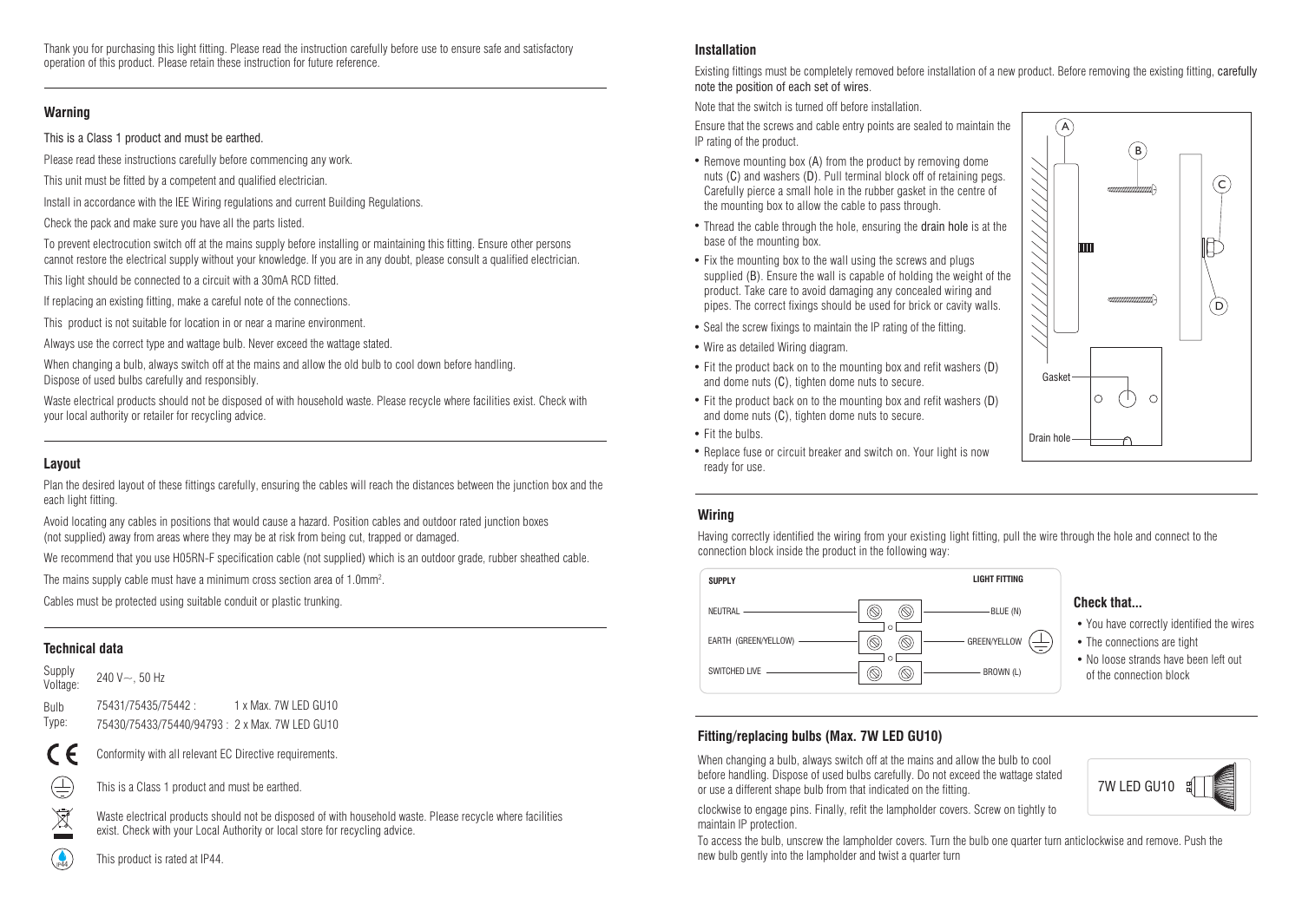Thank you for purchasing this light fitting. Please read the instruction carefully before use to ensure safe and satisfactory operation of this product. Please retain these instruction for future reference.

## Warning

This is a Class 1 product and must be earthed.

Please read these instructions carefully before commencing any work.

This unit must be fitted by a competent and qualified electrician.

Install in accordance with the IEE Wiring regulations and current Building Regulations.

Check the pack and make sure you have all the parts listed.

To prevent electrocution switch off at the mains supply before installing or maintaining this fitting. Ensure other persons cannot restore the electrical supply without your knowledge. If you are in any doubt, please consult a qualified electrician.

This light should be connected to a circuit with a 30mA RCD fitted.

If replacing an existing fitting, make a careful note of the connections.

This product is not suitable for location in or near a marine environment.

Always use the correct type and wattage bulb. Never exceed the wattage stated.

When changing a bulb, always switch off at the mains and allow the old bulb to cool down before handling.
Dispose of used bulbs carefully and responsibly.

Waste electrical products should not be disposed of with household waste. Please recycle where facilities exist. Check with your local authority or retailer for recycling advice.

## Layout

Plan the desired layout of these fittings carefully, ensuring the cables will reach the distances between the junction box and the each light fitting.

Avoid locating any cables in positions that would cause a hazard. Position cables and outdoor rated junction boxes (not supplied) away from areas where they may be at risk from being cut, trapped or damaged.

We recommend that you use H05RN-F specification cable (not supplied) which is an outdoor grade, rubber sheathed cable.

The mains supply cable must have a minimum cross section area of 1.0mm$^2$.

Cables must be protected using suitable conduit or plastic trunking.

## Technical data

| | | |
|---|---|---|
| Supply Voltage: | 240 V~, 50 Hz | |
| Bulb Type: | 75431/75435/75442 : | 1 x Max. 7W LED GU10 |
| | 75430/75433/75440/94793 : | 2 x Max. 7W LED GU10 |

CE — Conformity with all relevant EC Directive requirements.

This is a Class 1 product and must be earthed.

Waste electrical products should not be disposed of with household waste. Please recycle where facilities exist. Check with your Local Authority or local store for recycling advice.

This product is rated at IP44.

## Installation

Existing fittings must be completely removed before installation of a new product. Before removing the existing fitting, carefully note the position of each set of wires.

Note that the switch is turned off before installation.

Ensure that the screws and cable entry points are sealed to maintain the IP rating of the product.

- Remove mounting box (A) from the product by removing dome nuts (C) and washers (D). Pull terminal block off of retaining pegs. Carefully pierce a small hole in the rubber gasket in the centre of the mounting box to allow the cable to pass through.
- Thread the cable through the hole, ensuring the drain hole is at the base of the mounting box.
- Fix the mounting box to the wall using the screws and plugs supplied (B). Ensure the wall is capable of holding the weight of the product. Take care to avoid damaging any concealed wiring and pipes. The correct fixings should be used for brick or cavity walls.
- Seal the screw fixings to maintain the IP rating of the fitting.
- Wire as detailed Wiring diagram.
- Fit the product back on to the mounting box and refit washers (D) and dome nuts (C), tighten dome nuts to secure.
- Fit the product back on to the mounting box and refit washers (D) and dome nuts (C), tighten dome nuts to secure.
- Fit the bulbs.
- Replace fuse or circuit breaker and switch on. Your light is now ready for use.

A
B
C
D
Gasket
Drain hole

## Wiring

Having correctly identified the wiring from your existing light fitting, pull the wire through the hole and connect to the connection block inside the product in the following way:

| SUPPLY | LIGHT FITTING |
|---|---|
| NEUTRAL | BLUE (N) |
| EARTH (GREEN/YELLOW) | GREEN/YELLOW |
| SWITCHED LIVE | BROWN (L) |

### Check that...

- You have correctly identified the wires
- The connections are tight
- No loose strands have been left out of the connection block

## Fitting/replacing bulbs (Max. 7W LED GU10)

When changing a bulb, always switch off at the mains and allow the bulb to cool before handling. Dispose of used bulbs carefully. Do not exceed the wattage stated or use a different shape bulb from that indicated on the fitting.

7W LED GU10

clockwise to engage pins. Finally, refit the lampholder covers. Screw on tightly to maintain IP protection.

To access the bulb, unscrew the lampholder covers. Turn the bulb one quarter turn anticlockwise and remove. Push the new bulb gently into the lampholder and twist a quarter turn